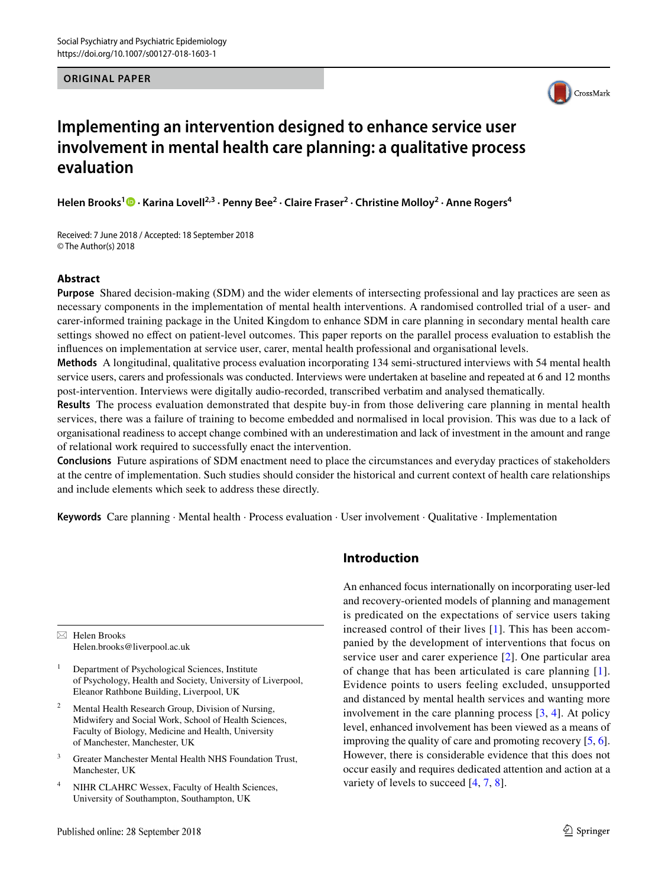ORIGINAL PAPER

# Implementing an intervention designed to enhance service user involvement in mental health care planning: a qualitative process evaluation

**Helen Brooks[1] · Karina Lovell[2,3] · Penny Bee[2] · Claire Fraser[2] · Christine Molloy[2] · Anne Rogers[4]**

Received: 7 June 2018 / Accepted: 18 September 2018
© The Author(s) 2018

## Abstract

**Purpose** Shared decision-making (SDM) and the wider elements of intersecting professional and lay practices are seen as necessary components in the implementation of mental health interventions. A randomised controlled trial of a user- and carer-informed training package in the United Kingdom to enhance SDM in care planning in secondary mental health care settings showed no effect on patient-level outcomes. This paper reports on the parallel process evaluation to establish the influences on implementation at service user, carer, mental health professional and organisational levels.

**Methods** A longitudinal, qualitative process evaluation incorporating 134 semi-structured interviews with 54 mental health service users, carers and professionals was conducted. Interviews were undertaken at baseline and repeated at 6 and 12 months post-intervention. Interviews were digitally audio-recorded, transcribed verbatim and analysed thematically.

**Results** The process evaluation demonstrated that despite buy-in from those delivering care planning in mental health services, there was a failure of training to become embedded and normalised in local provision. This was due to a lack of organisational readiness to accept change combined with an underestimation and lack of investment in the amount and range of relational work required to successfully enact the intervention.

**Conclusions** Future aspirations of SDM enactment need to place the circumstances and everyday practices of stakeholders at the centre of implementation. Such studies should consider the historical and current context of health care relationships and include elements which seek to address these directly.

**Keywords** Care planning · Mental health · Process evaluation · User involvement · Qualitative · Implementation

## Introduction

An enhanced focus internationally on incorporating user-led and recovery-oriented models of planning and management is predicated on the expectations of service users taking increased control of their lives [1]. This has been accompanied by the development of interventions that focus on service user and carer experience [2]. One particular area of change that has been articulated is care planning [1]. Evidence points to users feeling excluded, unsupported and distanced by mental health services and wanting more involvement in the care planning process [3, 4]. At policy level, enhanced involvement has been viewed as a means of improving the quality of care and promoting recovery [5, 6]. However, there is considerable evidence that this does not occur easily and requires dedicated attention and action at a variety of levels to succeed [4, 7, 8].

---

✉ Helen Brooks
Helen.brooks@liverpool.ac.uk

[1] Department of Psychological Sciences, Institute of Psychology, Health and Society, University of Liverpool, Eleanor Rathbone Building, Liverpool, UK

[2] Mental Health Research Group, Division of Nursing, Midwifery and Social Work, School of Health Sciences, Faculty of Biology, Medicine and Health, University of Manchester, Manchester, UK

[3] Greater Manchester Mental Health NHS Foundation Trust, Manchester, UK

[4] NIHR CLAHRC Wessex, Faculty of Health Sciences, University of Southampton, Southampton, UK

Published online: 28 September 2018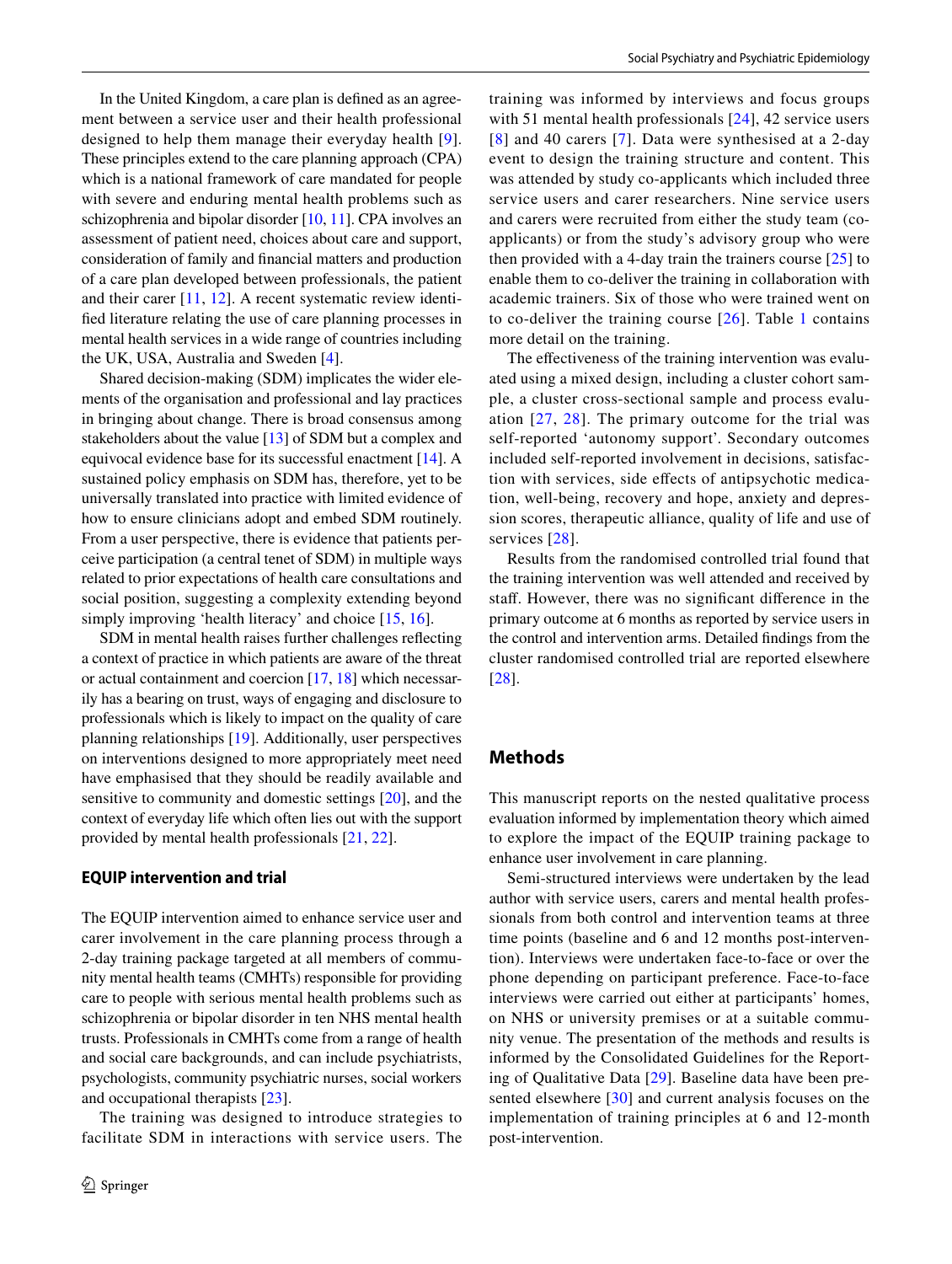In the United Kingdom, a care plan is defined as an agreement between a service user and their health professional designed to help them manage their everyday health [9]. These principles extend to the care planning approach (CPA) which is a national framework of care mandated for people with severe and enduring mental health problems such as schizophrenia and bipolar disorder [10, 11]. CPA involves an assessment of patient need, choices about care and support, consideration of family and financial matters and production of a care plan developed between professionals, the patient and their carer [11, 12]. A recent systematic review identified literature relating the use of care planning processes in mental health services in a wide range of countries including the UK, USA, Australia and Sweden [4].

Shared decision-making (SDM) implicates the wider elements of the organisation and professional and lay practices in bringing about change. There is broad consensus among stakeholders about the value [13] of SDM but a complex and equivocal evidence base for its successful enactment [14]. A sustained policy emphasis on SDM has, therefore, yet to be universally translated into practice with limited evidence of how to ensure clinicians adopt and embed SDM routinely. From a user perspective, there is evidence that patients perceive participation (a central tenet of SDM) in multiple ways related to prior expectations of health care consultations and social position, suggesting a complexity extending beyond simply improving 'health literacy' and choice [15, 16].

SDM in mental health raises further challenges reflecting a context of practice in which patients are aware of the threat or actual containment and coercion [17, 18] which necessarily has a bearing on trust, ways of engaging and disclosure to professionals which is likely to impact on the quality of care planning relationships [19]. Additionally, user perspectives on interventions designed to more appropriately meet need have emphasised that they should be readily available and sensitive to community and domestic settings [20], and the context of everyday life which often lies out with the support provided by mental health professionals [21, 22].

### EQUIP intervention and trial

The EQUIP intervention aimed to enhance service user and carer involvement in the care planning process through a 2-day training package targeted at all members of community mental health teams (CMHTs) responsible for providing care to people with serious mental health problems such as schizophrenia or bipolar disorder in ten NHS mental health trusts. Professionals in CMHTs come from a range of health and social care backgrounds, and can include psychiatrists, psychologists, community psychiatric nurses, social workers and occupational therapists [23].

The training was designed to introduce strategies to facilitate SDM in interactions with service users. The training was informed by interviews and focus groups with 51 mental health professionals [24], 42 service users [8] and 40 carers [7]. Data were synthesised at a 2-day event to design the training structure and content. This was attended by study co-applicants which included three service users and carer researchers. Nine service users and carers were recruited from either the study team (co-applicants) or from the study's advisory group who were then provided with a 4-day train the trainers course [25] to enable them to co-deliver the training in collaboration with academic trainers. Six of those who were trained went on to co-deliver the training course [26]. Table 1 contains more detail on the training.

The effectiveness of the training intervention was evaluated using a mixed design, including a cluster cohort sample, a cluster cross-sectional sample and process evaluation [27, 28]. The primary outcome for the trial was self-reported 'autonomy support'. Secondary outcomes included self-reported involvement in decisions, satisfaction with services, side effects of antipsychotic medication, well-being, recovery and hope, anxiety and depression scores, therapeutic alliance, quality of life and use of services [28].

Results from the randomised controlled trial found that the training intervention was well attended and received by staff. However, there was no significant difference in the primary outcome at 6 months as reported by service users in the control and intervention arms. Detailed findings from the cluster randomised controlled trial are reported elsewhere [28].

## Methods

This manuscript reports on the nested qualitative process evaluation informed by implementation theory which aimed to explore the impact of the EQUIP training package to enhance user involvement in care planning.

Semi-structured interviews were undertaken by the lead author with service users, carers and mental health professionals from both control and intervention teams at three time points (baseline and 6 and 12 months post-intervention). Interviews were undertaken face-to-face or over the phone depending on participant preference. Face-to-face interviews were carried out either at participants' homes, on NHS or university premises or at a suitable community venue. The presentation of the methods and results is informed by the Consolidated Guidelines for the Reporting of Qualitative Data [29]. Baseline data have been presented elsewhere [30] and current analysis focuses on the implementation of training principles at 6 and 12-month post-intervention.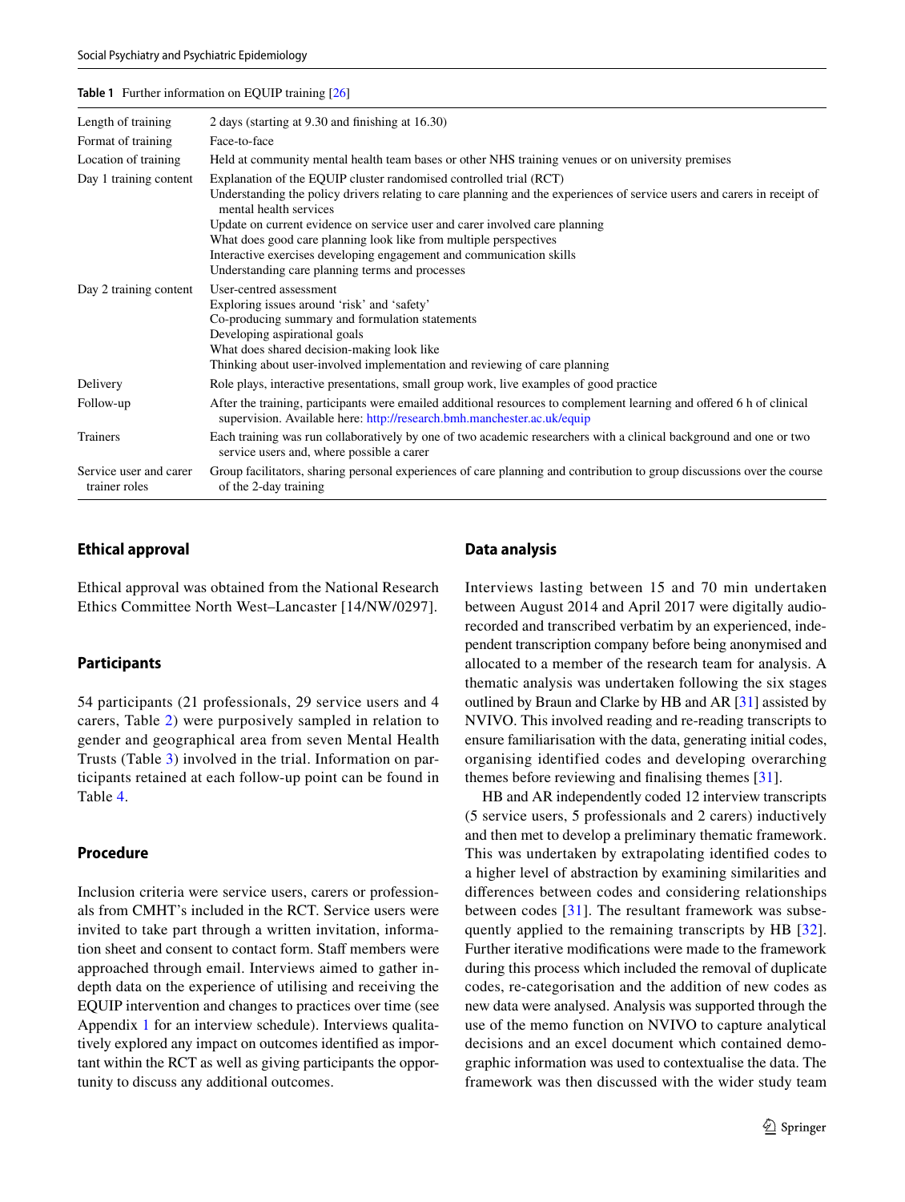**Table 1** Further information on EQUIP training [26]

| | |
|---|---|
| Length of training | 2 days (starting at 9.30 and finishing at 16.30) |
| Format of training | Face-to-face |
| Location of training | Held at community mental health team bases or other NHS training venues or on university premises |
| Day 1 training content | Explanation of the EQUIP cluster randomised controlled trial (RCT)<br>Understanding the policy drivers relating to care planning and the experiences of service users and carers in receipt of mental health services<br>Update on current evidence on service user and carer involved care planning<br>What does good care planning look like from multiple perspectives<br>Interactive exercises developing engagement and communication skills<br>Understanding care planning terms and processes |
| Day 2 training content | User-centred assessment<br>Exploring issues around 'risk' and 'safety'<br>Co-producing summary and formulation statements<br>Developing aspirational goals<br>What does shared decision-making look like<br>Thinking about user-involved implementation and reviewing of care planning |
| Delivery | Role plays, interactive presentations, small group work, live examples of good practice |
| Follow-up | After the training, participants were emailed additional resources to complement learning and offered 6 h of clinical supervision. Available here: http://research.bmh.manchester.ac.uk/equip |
| Trainers | Each training was run collaboratively by one of two academic researchers with a clinical background and one or two service users and, where possible a carer |
| Service user and carer trainer roles | Group facilitators, sharing personal experiences of care planning and contribution to group discussions over the course of the 2-day training |

## Ethical approval

Ethical approval was obtained from the National Research Ethics Committee North West–Lancaster [14/NW/0297].

## Participants

54 participants (21 professionals, 29 service users and 4 carers, Table 2) were purposively sampled in relation to gender and geographical area from seven Mental Health Trusts (Table 3) involved in the trial. Information on participants retained at each follow-up point can be found in Table 4.

## Procedure

Inclusion criteria were service users, carers or professionals from CMHT's included in the RCT. Service users were invited to take part through a written invitation, information sheet and consent to contact form. Staff members were approached through email. Interviews aimed to gather in-depth data on the experience of utilising and receiving the EQUIP intervention and changes to practices over time (see Appendix 1 for an interview schedule). Interviews qualitatively explored any impact on outcomes identified as important within the RCT as well as giving participants the opportunity to discuss any additional outcomes.

## Data analysis

Interviews lasting between 15 and 70 min undertaken between August 2014 and April 2017 were digitally audio-recorded and transcribed verbatim by an experienced, independent transcription company before being anonymised and allocated to a member of the research team for analysis. A thematic analysis was undertaken following the six stages outlined by Braun and Clarke by HB and AR [31] assisted by NVIVO. This involved reading and re-reading transcripts to ensure familiarisation with the data, generating initial codes, organising identified codes and developing overarching themes before reviewing and finalising themes [31].

HB and AR independently coded 12 interview transcripts (5 service users, 5 professionals and 2 carers) inductively and then met to develop a preliminary thematic framework. This was undertaken by extrapolating identified codes to a higher level of abstraction by examining similarities and differences between codes and considering relationships between codes [31]. The resultant framework was subsequently applied to the remaining transcripts by HB [32]. Further iterative modifications were made to the framework during this process which included the removal of duplicate codes, re-categorisation and the addition of new codes as new data were analysed. Analysis was supported through the use of the memo function on NVIVO to capture analytical decisions and an excel document which contained demographic information was used to contextualise the data. The framework was then discussed with the wider study team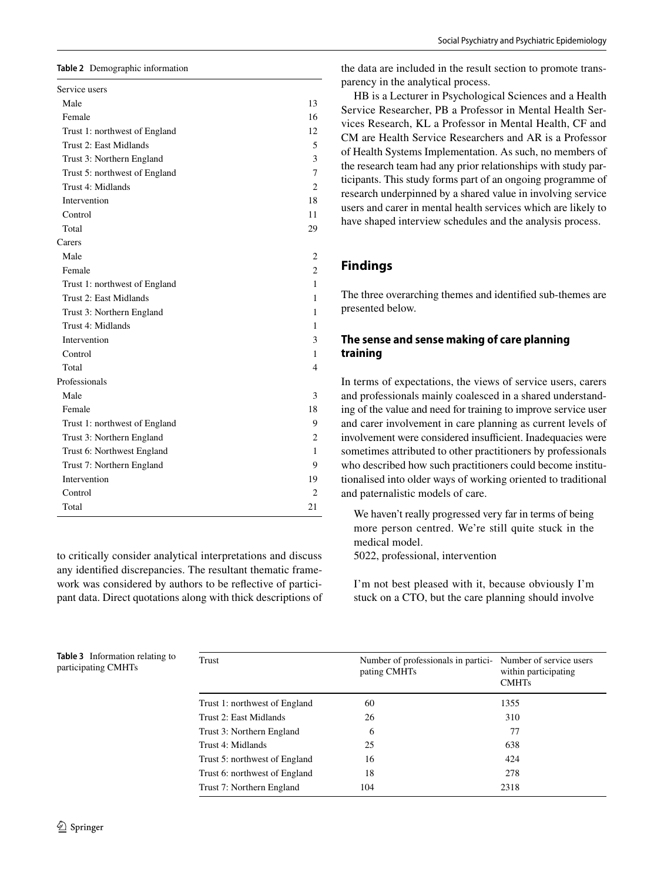**Table 2** Demographic information

| | |
|---|---|
| Service users | |
| Male | 13 |
| Female | 16 |
| Trust 1: northwest of England | 12 |
| Trust 2: East Midlands | 5 |
| Trust 3: Northern England | 3 |
| Trust 5: northwest of England | 7 |
| Trust 4: Midlands | 2 |
| Intervention | 18 |
| Control | 11 |
| Total | 29 |
| Carers | |
| Male | 2 |
| Female | 2 |
| Trust 1: northwest of England | 1 |
| Trust 2: East Midlands | 1 |
| Trust 3: Northern England | 1 |
| Trust 4: Midlands | 1 |
| Intervention | 3 |
| Control | 1 |
| Total | 4 |
| Professionals | |
| Male | 3 |
| Female | 18 |
| Trust 1: northwest of England | 9 |
| Trust 3: Northern England | 2 |
| Trust 6: Northwest England | 1 |
| Trust 7: Northern England | 9 |
| Intervention | 19 |
| Control | 2 |
| Total | 21 |

to critically consider analytical interpretations and discuss any identified discrepancies. The resultant thematic framework was considered by authors to be reflective of participant data. Direct quotations along with thick descriptions of the data are included in the result section to promote transparency in the analytical process.

HB is a Lecturer in Psychological Sciences and a Health Service Researcher, PB a Professor in Mental Health Services Research, KL a Professor in Mental Health, CF and CM are Health Service Researchers and AR is a Professor of Health Systems Implementation. As such, no members of the research team had any prior relationships with study participants. This study forms part of an ongoing programme of research underpinned by a shared value in involving service users and carer in mental health services which are likely to have shaped interview schedules and the analysis process.

## Findings

The three overarching themes and identified sub-themes are presented below.

### The sense and sense making of care planning training

In terms of expectations, the views of service users, carers and professionals mainly coalesced in a shared understanding of the value and need for training to improve service user and carer involvement in care planning as current levels of involvement were considered insufficient. Inadequacies were sometimes attributed to other practitioners by professionals who described how such practitioners could become institutionalised into older ways of working oriented to traditional and paternalistic models of care.

> We haven't really progressed very far in terms of being more person centred. We're still quite stuck in the medical model.
> 5022, professional, intervention

> I'm not best pleased with it, because obviously I'm stuck on a CTO, but the care planning should involve

**Table 3** Information relating to participating CMHTs

| Trust | Number of professionals in participating CMHTs | Number of service users within participating CMHTs |
|---|---|---|
| Trust 1: northwest of England | 60 | 1355 |
| Trust 2: East Midlands | 26 | 310 |
| Trust 3: Northern England | 6 | 77 |
| Trust 4: Midlands | 25 | 638 |
| Trust 5: northwest of England | 16 | 424 |
| Trust 6: northwest of England | 18 | 278 |
| Trust 7: Northern England | 104 | 2318 |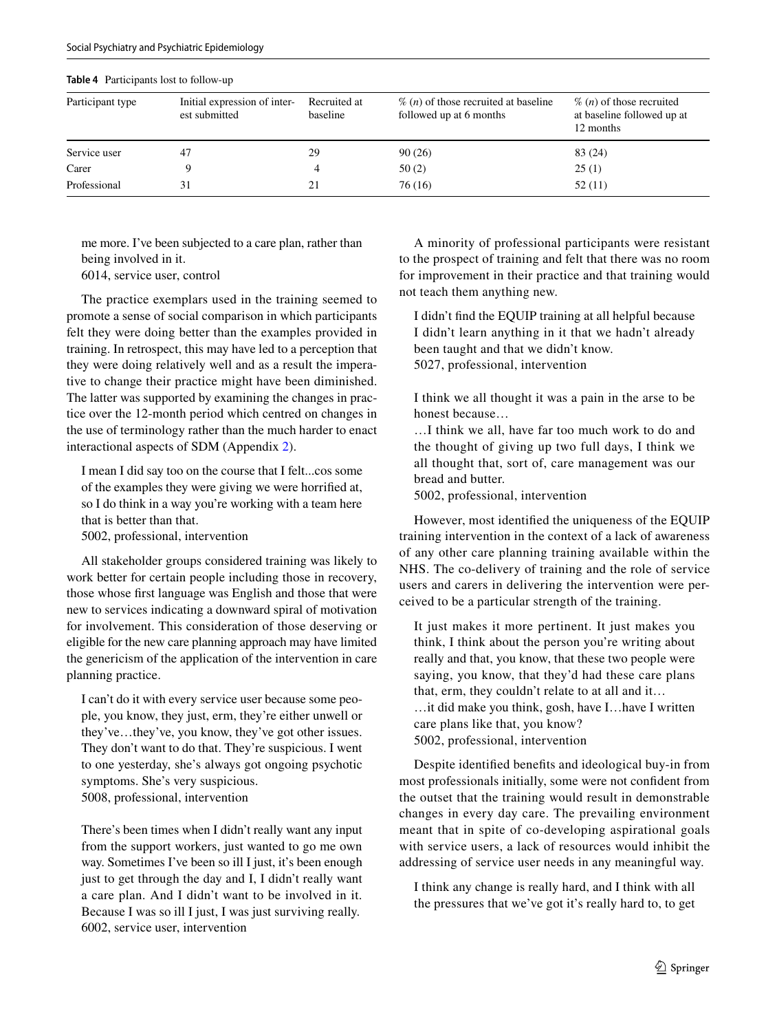**Table 4** Participants lost to follow-up

| Participant type | Initial expression of interest submitted | Recruited at baseline | % (n) of those recruited at baseline followed up at 6 months | % (n) of those recruited at baseline followed up at 12 months |
|---|---|---|---|---|
| Service user | 47 | 29 | 90 (26) | 83 (24) |
| Carer | 9 | 4 | 50 (2) | 25 (1) |
| Professional | 31 | 21 | 76 (16) | 52 (11) |

> me more. I've been subjected to a care plan, rather than being involved in it.
> 6014, service user, control

The practice exemplars used in the training seemed to promote a sense of social comparison in which participants felt they were doing better than the examples provided in training. In retrospect, this may have led to a perception that they were doing relatively well and as a result the imperative to change their practice might have been diminished. The latter was supported by examining the changes in practice over the 12-month period which centred on changes in the use of terminology rather than the much harder to enact interactional aspects of SDM (Appendix 2).

> I mean I did say too on the course that I felt...cos some of the examples they were giving we were horrified at, so I do think in a way you're working with a team here that is better than that.
> 5002, professional, intervention

All stakeholder groups considered training was likely to work better for certain people including those in recovery, those whose first language was English and those that were new to services indicating a downward spiral of motivation for involvement. This consideration of those deserving or eligible for the new care planning approach may have limited the genericism of the application of the intervention in care planning practice.

> I can't do it with every service user because some people, you know, they just, erm, they're either unwell or they've…they've, you know, they've got other issues. They don't want to do that. They're suspicious. I went to one yesterday, she's always got ongoing psychotic symptoms. She's very suspicious.
> 5008, professional, intervention

> There's been times when I didn't really want any input from the support workers, just wanted to go me own way. Sometimes I've been so ill I just, it's been enough just to get through the day and I, I didn't really want a care plan. And I didn't want to be involved in it. Because I was so ill I just, I was just surviving really.
> 6002, service user, intervention

A minority of professional participants were resistant to the prospect of training and felt that there was no room for improvement in their practice and that training would not teach them anything new.

> I didn't find the EQUIP training at all helpful because I didn't learn anything in it that we hadn't already been taught and that we didn't know.
> 5027, professional, intervention

> I think we all thought it was a pain in the arse to be honest because…
> …I think we all, have far too much work to do and the thought of giving up two full days, I think we all thought that, sort of, care management was our bread and butter.
> 5002, professional, intervention

However, most identified the uniqueness of the EQUIP training intervention in the context of a lack of awareness of any other care planning training available within the NHS. The co-delivery of training and the role of service users and carers in delivering the intervention were perceived to be a particular strength of the training.

> It just makes it more pertinent. It just makes you think, I think about the person you're writing about really and that, you know, that these two people were saying, you know, that they'd had these care plans that, erm, they couldn't relate to at all and it…
> …it did make you think, gosh, have I…have I written care plans like that, you know?
> 5002, professional, intervention

Despite identified benefits and ideological buy-in from most professionals initially, some were not confident from the outset that the training would result in demonstrable changes in every day care. The prevailing environment meant that in spite of co-developing aspirational goals with service users, a lack of resources would inhibit the addressing of service user needs in any meaningful way.

> I think any change is really hard, and I think with all the pressures that we've got it's really hard to, to get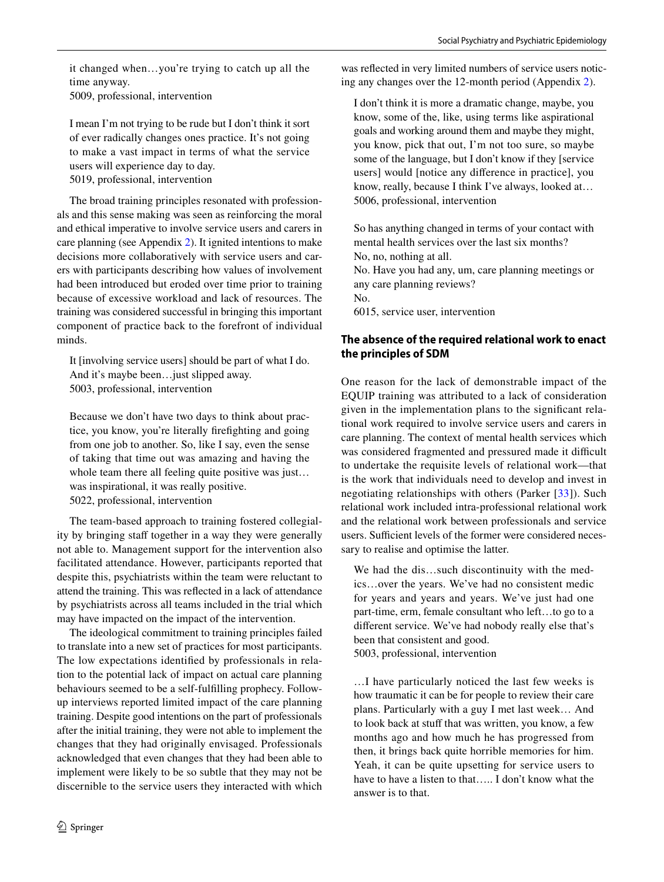it changed when…you're trying to catch up all the time anyway.
5009, professional, intervention

I mean I'm not trying to be rude but I don't think it sort of ever radically changes ones practice. It's not going to make a vast impact in terms of what the service users will experience day to day.
5019, professional, intervention

The broad training principles resonated with professionals and this sense making was seen as reinforcing the moral and ethical imperative to involve service users and carers in care planning (see Appendix 2). It ignited intentions to make decisions more collaboratively with service users and carers with participants describing how values of involvement had been introduced but eroded over time prior to training because of excessive workload and lack of resources. The training was considered successful in bringing this important component of practice back to the forefront of individual minds.

It [involving service users] should be part of what I do. And it's maybe been…just slipped away.
5003, professional, intervention

Because we don't have two days to think about practice, you know, you're literally firefighting and going from one job to another. So, like I say, even the sense of taking that time out was amazing and having the whole team there all feeling quite positive was just… was inspirational, it was really positive.
5022, professional, intervention

The team-based approach to training fostered collegiality by bringing staff together in a way they were generally not able to. Management support for the intervention also facilitated attendance. However, participants reported that despite this, psychiatrists within the team were reluctant to attend the training. This was reflected in a lack of attendance by psychiatrists across all teams included in the trial which may have impacted on the impact of the intervention.

The ideological commitment to training principles failed to translate into a new set of practices for most participants. The low expectations identified by professionals in relation to the potential lack of impact on actual care planning behaviours seemed to be a self-fulfilling prophecy. Follow-up interviews reported limited impact of the care planning training. Despite good intentions on the part of professionals after the initial training, they were not able to implement the changes that they had originally envisaged. Professionals acknowledged that even changes that they had been able to implement were likely to be so subtle that they may not be discernible to the service users they interacted with which was reflected in very limited numbers of service users noticing any changes over the 12-month period (Appendix 2).

I don't think it is more a dramatic change, maybe, you know, some of the, like, using terms like aspirational goals and working around them and maybe they might, you know, pick that out, I'm not too sure, so maybe some of the language, but I don't know if they [service users] would [notice any difference in practice], you know, really, because I think I've always, looked at…
5006, professional, intervention

So has anything changed in terms of your contact with mental health services over the last six months?
No, no, nothing at all.
No. Have you had any, um, care planning meetings or any care planning reviews?
No.
6015, service user, intervention

### The absence of the required relational work to enact the principles of SDM

One reason for the lack of demonstrable impact of the EQUIP training was attributed to a lack of consideration given in the implementation plans to the significant relational work required to involve service users and carers in care planning. The context of mental health services which was considered fragmented and pressured made it difficult to undertake the requisite levels of relational work—that is the work that individuals need to develop and invest in negotiating relationships with others (Parker [33]). Such relational work included intra-professional relational work and the relational work between professionals and service users. Sufficient levels of the former were considered necessary to realise and optimise the latter.

We had the dis…such discontinuity with the medics…over the years. We've had no consistent medic for years and years and years. We've just had one part-time, erm, female consultant who left…to go to a different service. We've had nobody really else that's been that consistent and good.
5003, professional, intervention

…I have particularly noticed the last few weeks is how traumatic it can be for people to review their care plans. Particularly with a guy I met last week… And to look back at stuff that was written, you know, a few months ago and how much he has progressed from then, it brings back quite horrible memories for him. Yeah, it can be quite upsetting for service users to have to have a listen to that….. I don't know what the answer is to that.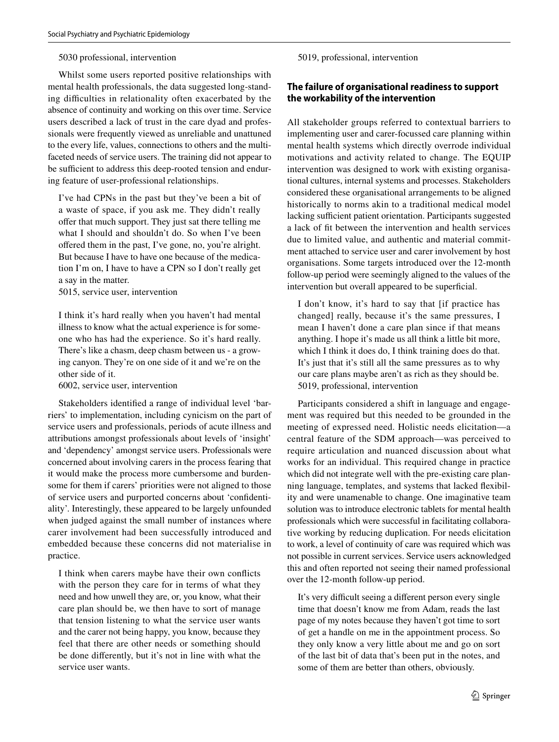5030 professional, intervention

Whilst some users reported positive relationships with mental health professionals, the data suggested long-standing difficulties in relationality often exacerbated by the absence of continuity and working on this over time. Service users described a lack of trust in the care dyad and professionals were frequently viewed as unreliable and unattuned to the every life, values, connections to others and the multi-faceted needs of service users. The training did not appear to be sufficient to address this deep-rooted tension and enduring feature of user-professional relationships.

> I've had CPNs in the past but they've been a bit of a waste of space, if you ask me. They didn't really offer that much support. They just sat there telling me what I should and shouldn't do. So when I've been offered them in the past, I've gone, no, you're alright. But because I have to have one because of the medication I'm on, I have to have a CPN so I don't really get a say in the matter.
> 5015, service user, intervention

> I think it's hard really when you haven't had mental illness to know what the actual experience is for someone who has had the experience. So it's hard really. There's like a chasm, deep chasm between us - a growing canyon. They're on one side of it and we're on the other side of it.
> 6002, service user, intervention

Stakeholders identified a range of individual level 'barriers' to implementation, including cynicism on the part of service users and professionals, periods of acute illness and attributions amongst professionals about levels of 'insight' and 'dependency' amongst service users. Professionals were concerned about involving carers in the process fearing that it would make the process more cumbersome and burdensome for them if carers' priorities were not aligned to those of service users and purported concerns about 'confidentiality'. Interestingly, these appeared to be largely unfounded when judged against the small number of instances where carer involvement had been successfully introduced and embedded because these concerns did not materialise in practice.

> I think when carers maybe have their own conflicts with the person they care for in terms of what they need and how unwell they are, or, you know, what their care plan should be, we then have to sort of manage that tension listening to what the service user wants and the carer not being happy, you know, because they feel that there are other needs or something should be done differently, but it's not in line with what the service user wants.
> 5019, professional, intervention

### The failure of organisational readiness to support the workability of the intervention

All stakeholder groups referred to contextual barriers to implementing user and carer-focussed care planning within mental health systems which directly overrode individual motivations and activity related to change. The EQUIP intervention was designed to work with existing organisational cultures, internal systems and processes. Stakeholders considered these organisational arrangements to be aligned historically to norms akin to a traditional medical model lacking sufficient patient orientation. Participants suggested a lack of fit between the intervention and health services due to limited value, and authentic and material commitment attached to service user and carer involvement by host organisations. Some targets introduced over the 12-month follow-up period were seemingly aligned to the values of the intervention but overall appeared to be superficial.

> I don't know, it's hard to say that [if practice has changed] really, because it's the same pressures, I mean I haven't done a care plan since if that means anything. I hope it's made us all think a little bit more, which I think it does do, I think training does do that. It's just that it's still all the same pressures as to why our care plans maybe aren't as rich as they should be.
> 5019, professional, intervention

Participants considered a shift in language and engagement was required but this needed to be grounded in the meeting of expressed need. Holistic needs elicitation—a central feature of the SDM approach—was perceived to require articulation and nuanced discussion about what works for an individual. This required change in practice which did not integrate well with the pre-existing care planning language, templates, and systems that lacked flexibility and were unamenable to change. One imaginative team solution was to introduce electronic tablets for mental health professionals which were successful in facilitating collaborative working by reducing duplication. For needs elicitation to work, a level of continuity of care was required which was not possible in current services. Service users acknowledged this and often reported not seeing their named professional over the 12-month follow-up period.

> It's very difficult seeing a different person every single time that doesn't know me from Adam, reads the last page of my notes because they haven't got time to sort of get a handle on me in the appointment process. So they only know a very little about me and go on sort of the last bit of data that's been put in the notes, and some of them are better than others, obviously.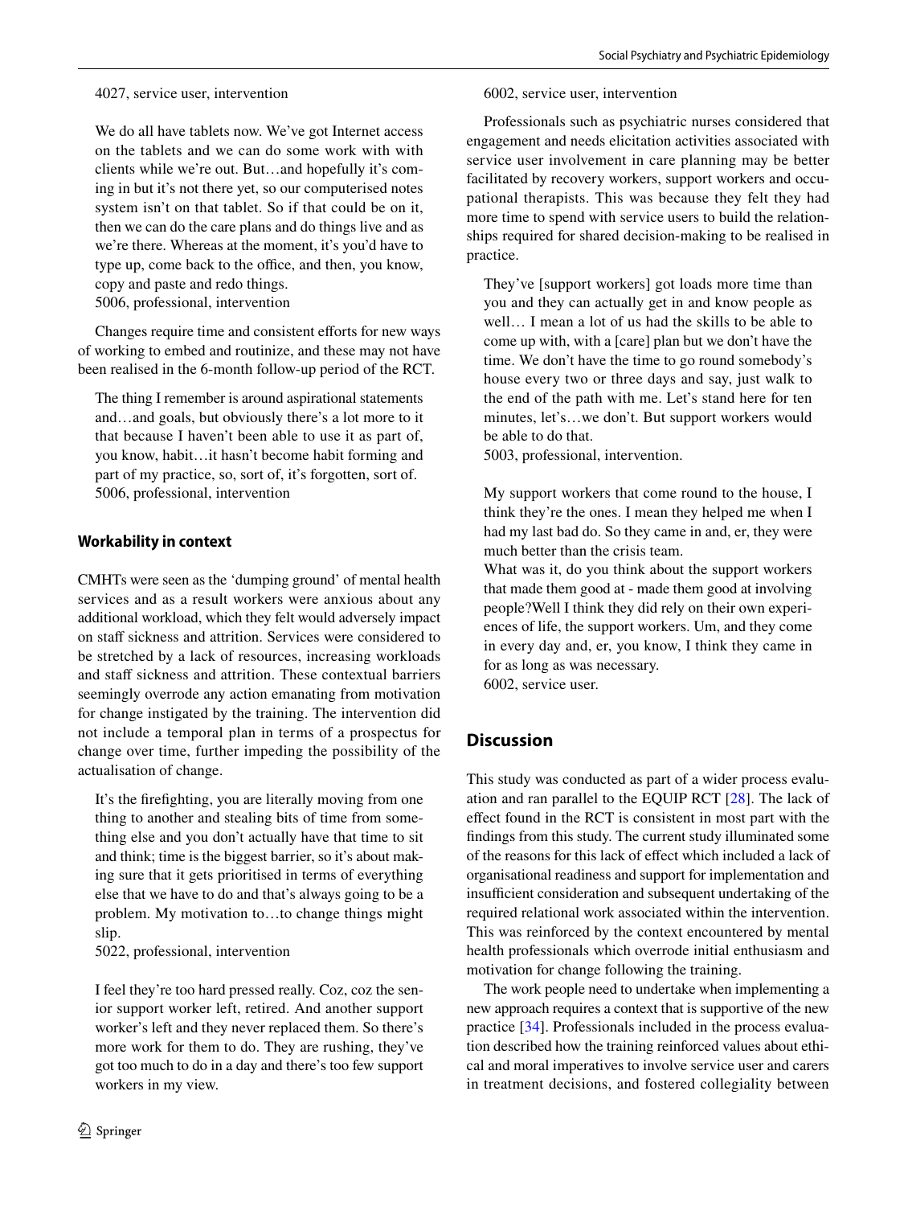4027, service user, intervention

> We do all have tablets now. We've got Internet access on the tablets and we can do some work with with clients while we're out. But…and hopefully it's coming in but it's not there yet, so our computerised notes system isn't on that tablet. So if that could be on it, then we can do the care plans and do things live and as we're there. Whereas at the moment, it's you'd have to type up, come back to the office, and then, you know, copy and paste and redo things.
> 5006, professional, intervention

Changes require time and consistent efforts for new ways of working to embed and routinize, and these may not have been realised in the 6-month follow-up period of the RCT.

> The thing I remember is around aspirational statements and…and goals, but obviously there's a lot more to it that because I haven't been able to use it as part of, you know, habit…it hasn't become habit forming and part of my practice, so, sort of, it's forgotten, sort of.
> 5006, professional, intervention

### Workability in context

CMHTs were seen as the 'dumping ground' of mental health services and as a result workers were anxious about any additional workload, which they felt would adversely impact on staff sickness and attrition. Services were considered to be stretched by a lack of resources, increasing workloads and staff sickness and attrition. These contextual barriers seemingly overrode any action emanating from motivation for change instigated by the training. The intervention did not include a temporal plan in terms of a prospectus for change over time, further impeding the possibility of the actualisation of change.

> It's the firefighting, you are literally moving from one thing to another and stealing bits of time from something else and you don't actually have that time to sit and think; time is the biggest barrier, so it's about making sure that it gets prioritised in terms of everything else that we have to do and that's always going to be a problem. My motivation to…to change things might slip.
> 5022, professional, intervention

> I feel they're too hard pressed really. Coz, coz the senior support worker left, retired. And another support worker's left and they never replaced them. So there's more work for them to do. They are rushing, they've got too much to do in a day and there's too few support workers in my view.
> 6002, service user, intervention

Professionals such as psychiatric nurses considered that engagement and needs elicitation activities associated with service user involvement in care planning may be better facilitated by recovery workers, support workers and occupational therapists. This was because they felt they had more time to spend with service users to build the relationships required for shared decision-making to be realised in practice.

> They've [support workers] got loads more time than you and they can actually get in and know people as well… I mean a lot of us had the skills to be able to come up with, with a [care] plan but we don't have the time. We don't have the time to go round somebody's house every two or three days and say, just walk to the end of the path with me. Let's stand here for ten minutes, let's…we don't. But support workers would be able to do that.
> 5003, professional, intervention.

> My support workers that come round to the house, I think they're the ones. I mean they helped me when I had my last bad do. So they came in and, er, they were much better than the crisis team.
> What was it, do you think about the support workers that made them good at - made them good at involving people?Well I think they did rely on their own experiences of life, the support workers. Um, and they come in every day and, er, you know, I think they came in for as long as was necessary.
> 6002, service user.

## Discussion

This study was conducted as part of a wider process evaluation and ran parallel to the EQUIP RCT [28]. The lack of effect found in the RCT is consistent in most part with the findings from this study. The current study illuminated some of the reasons for this lack of effect which included a lack of organisational readiness and support for implementation and insufficient consideration and subsequent undertaking of the required relational work associated within the intervention. This was reinforced by the context encountered by mental health professionals which overrode initial enthusiasm and motivation for change following the training.

The work people need to undertake when implementing a new approach requires a context that is supportive of the new practice [34]. Professionals included in the process evaluation described how the training reinforced values about ethical and moral imperatives to involve service user and carers in treatment decisions, and fostered collegiality between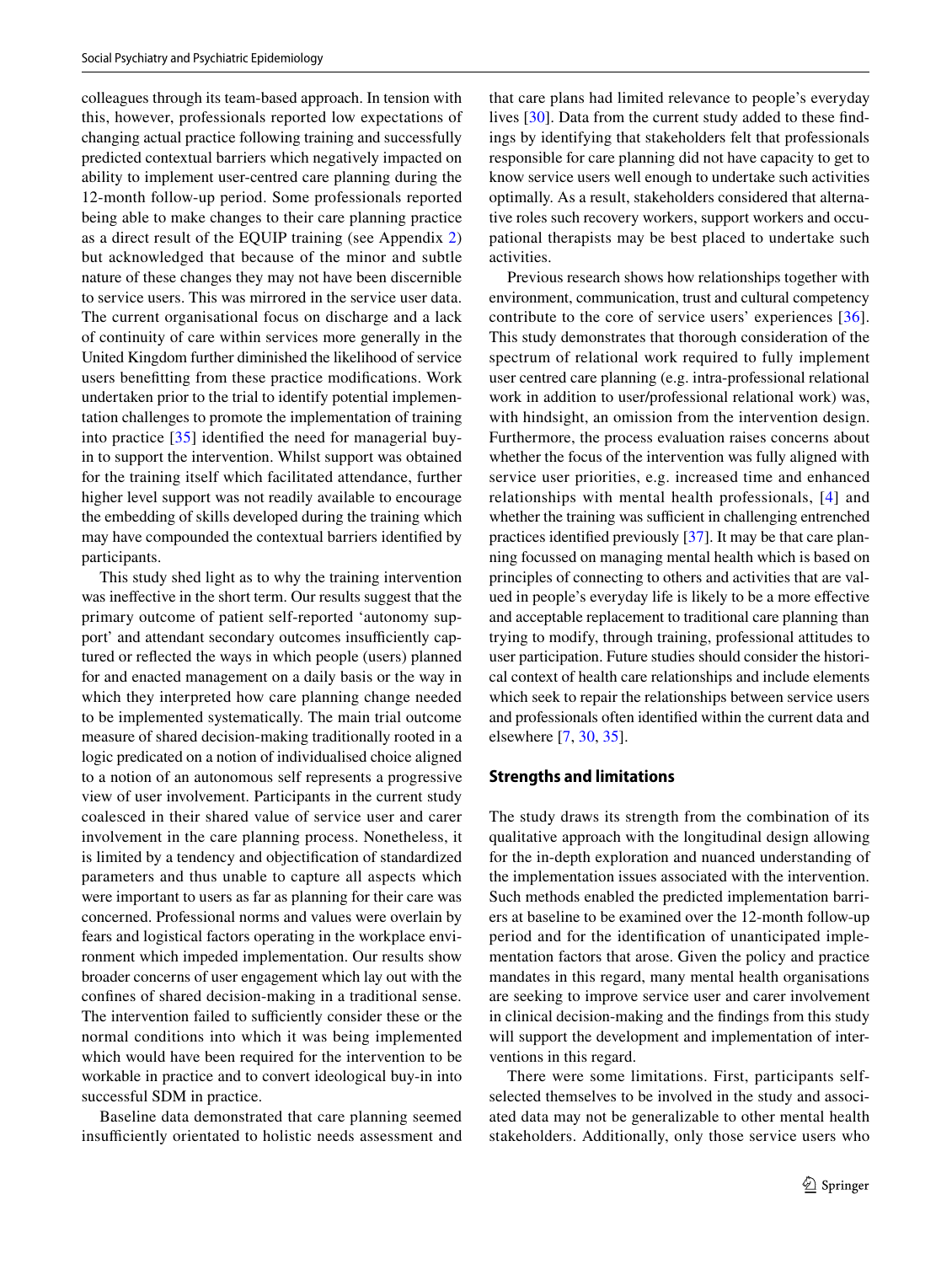colleagues through its team-based approach. In tension with this, however, professionals reported low expectations of changing actual practice following training and successfully predicted contextual barriers which negatively impacted on ability to implement user-centred care planning during the 12-month follow-up period. Some professionals reported being able to make changes to their care planning practice as a direct result of the EQUIP training (see Appendix 2) but acknowledged that because of the minor and subtle nature of these changes they may not have been discernible to service users. This was mirrored in the service user data. The current organisational focus on discharge and a lack of continuity of care within services more generally in the United Kingdom further diminished the likelihood of service users benefitting from these practice modifications. Work undertaken prior to the trial to identify potential implementation challenges to promote the implementation of training into practice [35] identified the need for managerial buy-in to support the intervention. Whilst support was obtained for the training itself which facilitated attendance, further higher level support was not readily available to encourage the embedding of skills developed during the training which may have compounded the contextual barriers identified by participants.

This study shed light as to why the training intervention was ineffective in the short term. Our results suggest that the primary outcome of patient self-reported 'autonomy support' and attendant secondary outcomes insufficiently captured or reflected the ways in which people (users) planned for and enacted management on a daily basis or the way in which they interpreted how care planning change needed to be implemented systematically. The main trial outcome measure of shared decision-making traditionally rooted in a logic predicated on a notion of individualised choice aligned to a notion of an autonomous self represents a progressive view of user involvement. Participants in the current study coalesced in their shared value of service user and carer involvement in the care planning process. Nonetheless, it is limited by a tendency and objectification of standardized parameters and thus unable to capture all aspects which were important to users as far as planning for their care was concerned. Professional norms and values were overlain by fears and logistical factors operating in the workplace environment which impeded implementation. Our results show broader concerns of user engagement which lay out with the confines of shared decision-making in a traditional sense. The intervention failed to sufficiently consider these or the normal conditions into which it was being implemented which would have been required for the intervention to be workable in practice and to convert ideological buy-in into successful SDM in practice.

Baseline data demonstrated that care planning seemed insufficiently orientated to holistic needs assessment and that care plans had limited relevance to people's everyday lives [30]. Data from the current study added to these findings by identifying that stakeholders felt that professionals responsible for care planning did not have capacity to get to know service users well enough to undertake such activities optimally. As a result, stakeholders considered that alternative roles such recovery workers, support workers and occupational therapists may be best placed to undertake such activities.

Previous research shows how relationships together with environment, communication, trust and cultural competency contribute to the core of service users' experiences [36]. This study demonstrates that thorough consideration of the spectrum of relational work required to fully implement user centred care planning (e.g. intra-professional relational work in addition to user/professional relational work) was, with hindsight, an omission from the intervention design. Furthermore, the process evaluation raises concerns about whether the focus of the intervention was fully aligned with service user priorities, e.g. increased time and enhanced relationships with mental health professionals, [4] and whether the training was sufficient in challenging entrenched practices identified previously [37]. It may be that care planning focussed on managing mental health which is based on principles of connecting to others and activities that are valued in people's everyday life is likely to be a more effective and acceptable replacement to traditional care planning than trying to modify, through training, professional attitudes to user participation. Future studies should consider the historical context of health care relationships and include elements which seek to repair the relationships between service users and professionals often identified within the current data and elsewhere [7, 30, 35].

## Strengths and limitations

The study draws its strength from the combination of its qualitative approach with the longitudinal design allowing for the in-depth exploration and nuanced understanding of the implementation issues associated with the intervention. Such methods enabled the predicted implementation barriers at baseline to be examined over the 12-month follow-up period and for the identification of unanticipated implementation factors that arose. Given the policy and practice mandates in this regard, many mental health organisations are seeking to improve service user and carer involvement in clinical decision-making and the findings from this study will support the development and implementation of interventions in this regard.

There were some limitations. First, participants self-selected themselves to be involved in the study and associated data may not be generalizable to other mental health stakeholders. Additionally, only those service users who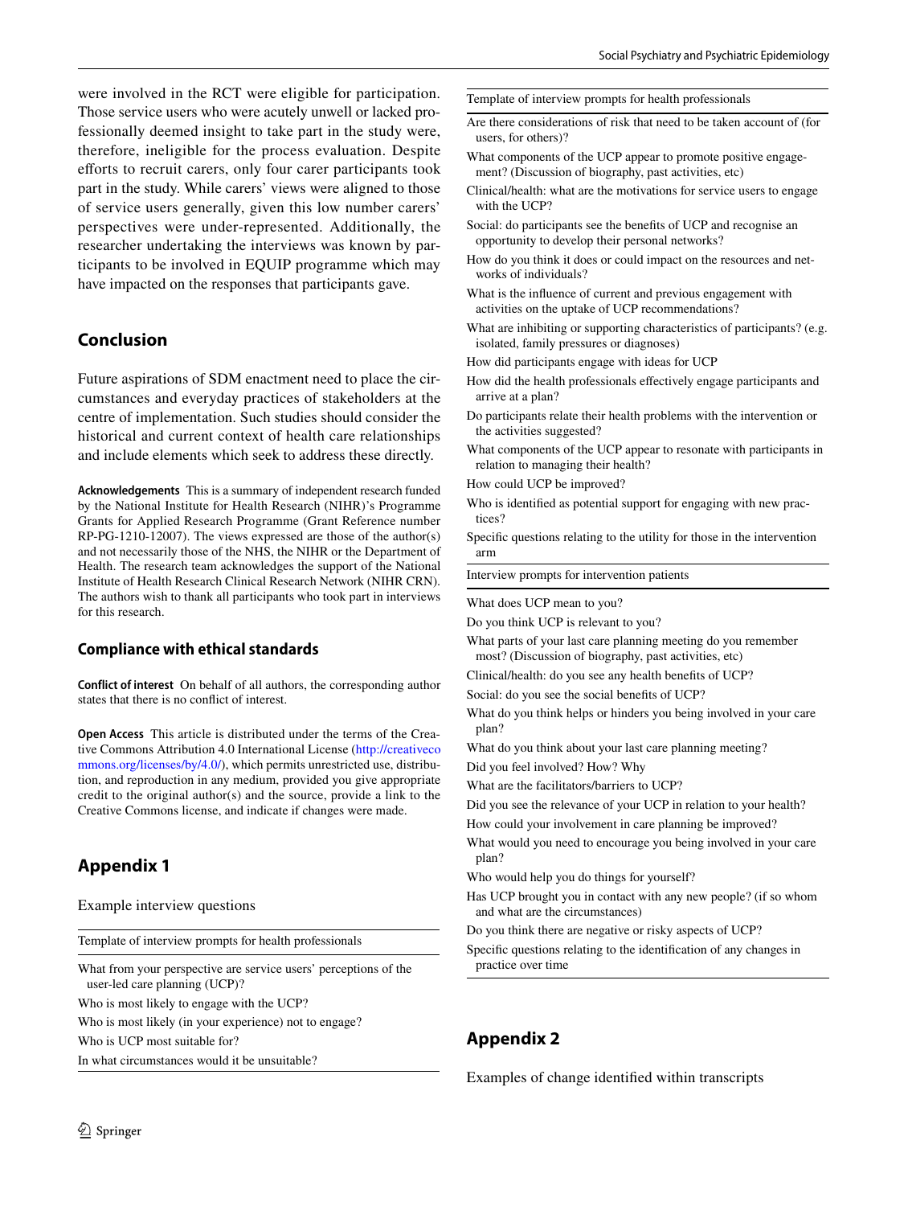were involved in the RCT were eligible for participation. Those service users who were acutely unwell or lacked professionally deemed insight to take part in the study were, therefore, ineligible for the process evaluation. Despite efforts to recruit carers, only four carer participants took part in the study. While carers' views were aligned to those of service users generally, given this low number carers' perspectives were under-represented. Additionally, the researcher undertaking the interviews was known by participants to be involved in EQUIP programme which may have impacted on the responses that participants gave.

## Conclusion

Future aspirations of SDM enactment need to place the circumstances and everyday practices of stakeholders at the centre of implementation. Such studies should consider the historical and current context of health care relationships and include elements which seek to address these directly.

**Acknowledgements** This is a summary of independent research funded by the National Institute for Health Research (NIHR)'s Programme Grants for Applied Research Programme (Grant Reference number RP-PG-1210-12007). The views expressed are those of the author(s) and not necessarily those of the NHS, the NIHR or the Department of Health. The research team acknowledges the support of the National Institute of Health Research Clinical Research Network (NIHR CRN). The authors wish to thank all participants who took part in interviews for this research.

### Compliance with ethical standards

**Conflict of interest** On behalf of all authors, the corresponding author states that there is no conflict of interest.

**Open Access** This article is distributed under the terms of the Creative Commons Attribution 4.0 International License (http://creativecommons.org/licenses/by/4.0/), which permits unrestricted use, distribution, and reproduction in any medium, provided you give appropriate credit to the original author(s) and the source, provide a link to the Creative Commons license, and indicate if changes were made.

## Appendix 1

Example interview questions

| Template of interview prompts for health professionals |
|---|
| What from your perspective are service users' perceptions of the user-led care planning (UCP)? |
| Who is most likely to engage with the UCP? |
| Who is most likely (in your experience) not to engage? |
| Who is UCP most suitable for? |
| In what circumstances would it be unsuitable? |
| Are there considerations of risk that need to be taken account of (for users, for others)? |
| What components of the UCP appear to promote positive engagement? (Discussion of biography, past activities, etc) |
| Clinical/health: what are the motivations for service users to engage with the UCP? |
| Social: do participants see the benefits of UCP and recognise an opportunity to develop their personal networks? |
| How do you think it does or could impact on the resources and networks of individuals? |
| What is the influence of current and previous engagement with activities on the uptake of UCP recommendations? |
| What are inhibiting or supporting characteristics of participants? (e.g. isolated, family pressures or diagnoses) |
| How did participants engage with ideas for UCP |
| How did the health professionals effectively engage participants and arrive at a plan? |
| Do participants relate their health problems with the intervention or the activities suggested? |
| What components of the UCP appear to resonate with participants in relation to managing their health? |
| How could UCP be improved? |
| Who is identified as potential support for engaging with new practices? |
| Specific questions relating to the utility for those in the intervention arm |

| Interview prompts for intervention patients |
|---|
| What does UCP mean to you? |
| Do you think UCP is relevant to you? |
| What parts of your last care planning meeting do you remember most? (Discussion of biography, past activities, etc) |
| Clinical/health: do you see any health benefits of UCP? |
| Social: do you see the social benefits of UCP? |
| What do you think helps or hinders you being involved in your care plan? |
| What do you think about your last care planning meeting? |
| Did you feel involved? How? Why |
| What are the facilitators/barriers to UCP? |
| Did you see the relevance of your UCP in relation to your health? |
| How could your involvement in care planning be improved? |
| What would you need to encourage you being involved in your care plan? |
| Who would help you do things for yourself? |
| Has UCP brought you in contact with any new people? (if so whom and what are the circumstances) |
| Do you think there are negative or risky aspects of UCP? |
| Specific questions relating to the identification of any changes in practice over time |

## Appendix 2

Examples of change identified within transcripts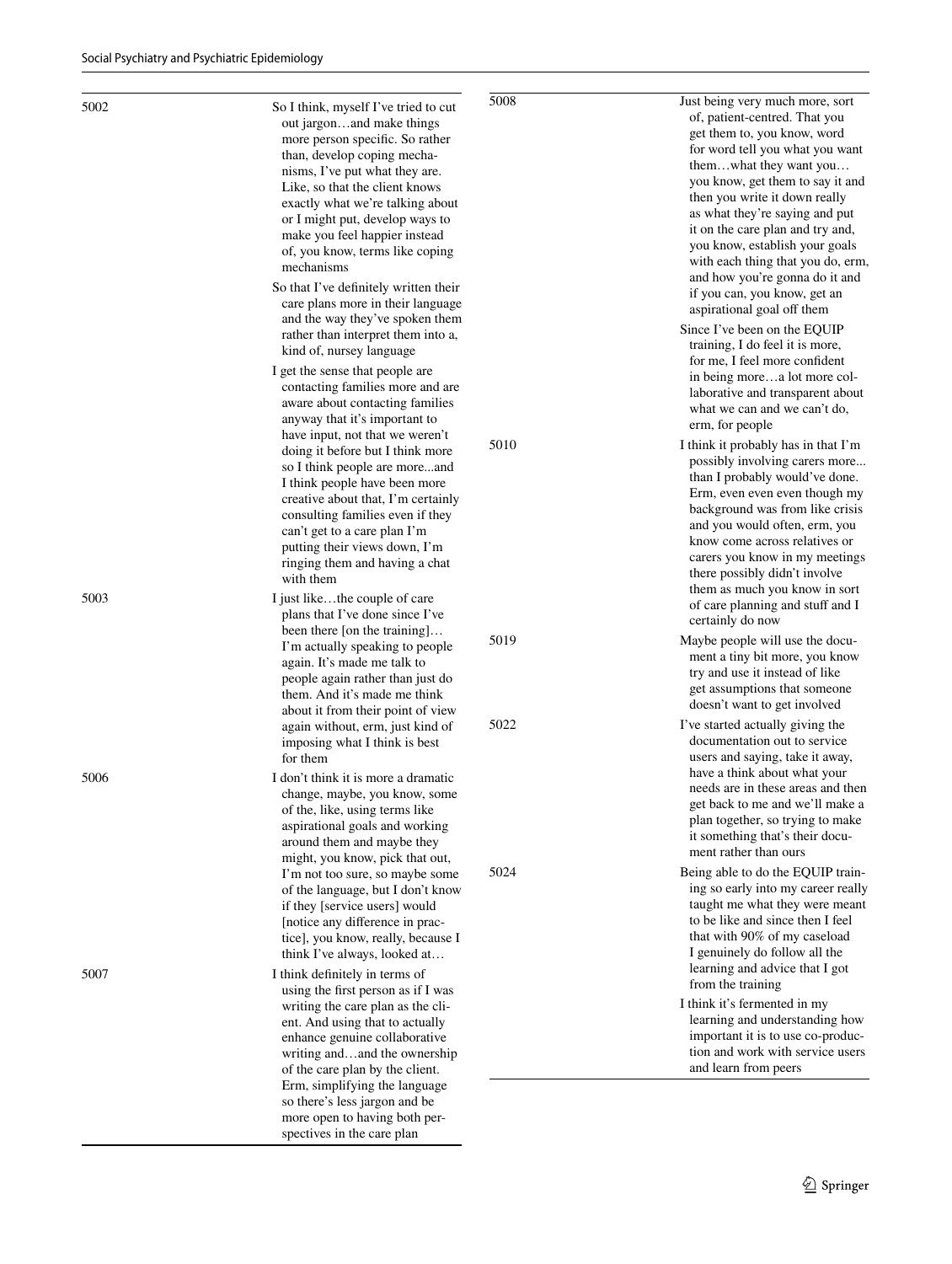| | |
|---|---|
| 5002 | So I think, myself I've tried to cut out jargon…and make things more person specific. So rather than, develop coping mechanisms, I've put what they are. Like, so that the client knows exactly what we're talking about or I might put, develop ways to make you feel happier instead of, you know, terms like coping mechanisms<br>So that I've definitely written their care plans more in their language and the way they've spoken them rather than interpret them into a, kind of, nursey language<br>I get the sense that people are contacting families more and are aware about contacting families anyway that it's important to have input, not that we weren't doing it before but I think more so I think people are more...and I think people have been more creative about that, I'm certainly consulting families even if they can't get to a care plan I'm putting their views down, I'm ringing them and having a chat with them |
| 5003 | I just like…the couple of care plans that I've done since I've been there [on the training]…I'm actually speaking to people again. It's made me talk to people again rather than just do them. And it's made me think about it from their point of view again without, erm, just kind of imposing what I think is best for them |
| 5006 | I don't think it is more a dramatic change, maybe, you know, some of the, like, using terms like aspirational goals and working around them and maybe they might, you know, pick that out, I'm not too sure, so maybe some of the language, but I don't know if they [service users] would [notice any difference in practice], you know, really, because I think I've always, looked at… |
| 5007 | I think definitely in terms of using the first person as if I was writing the care plan as the client. And using that to actually enhance genuine collaborative writing and…and the ownership of the care plan by the client. Erm, simplifying the language so there's less jargon and be more open to having both perspectives in the care plan |
| 5008 | Just being very much more, sort of, patient-centred. That you get them to, you know, word for word tell you what you want them…what they want you…you know, get them to say it and then you write it down really as what they're saying and put it on the care plan and try and, you know, establish your goals with each thing that you do, erm, and how you're gonna do it and if you can, you know, get an aspirational goal off them<br>Since I've been on the EQUIP training, I do feel it is more, for me, I feel more confident in being more…a lot more collaborative and transparent about what we can and we can't do, erm, for people |
| 5010 | I think it probably has in that I'm possibly involving carers more... than I probably would've done. Erm, even even even though my background was from like crisis and you would often, erm, you know come across relatives or carers you know in my meetings there possibly didn't involve them as much you know in sort of care planning and stuff and I certainly do now |
| 5019 | Maybe people will use the document a tiny bit more, you know try and use it instead of like get assumptions that someone doesn't want to get involved |
| 5022 | I've started actually giving the documentation out to service users and saying, take it away, have a think about what your needs are in these areas and then get back to me and we'll make a plan together, so trying to make it something that's their document rather than ours |
| 5024 | Being able to do the EQUIP training so early into my career really taught me what they were meant to be like and since then I feel that with 90% of my caseload I genuinely do follow all the learning and advice that I got from the training<br>I think it's fermented in my learning and understanding how important it is to use co-production and work with service users and learn from peers |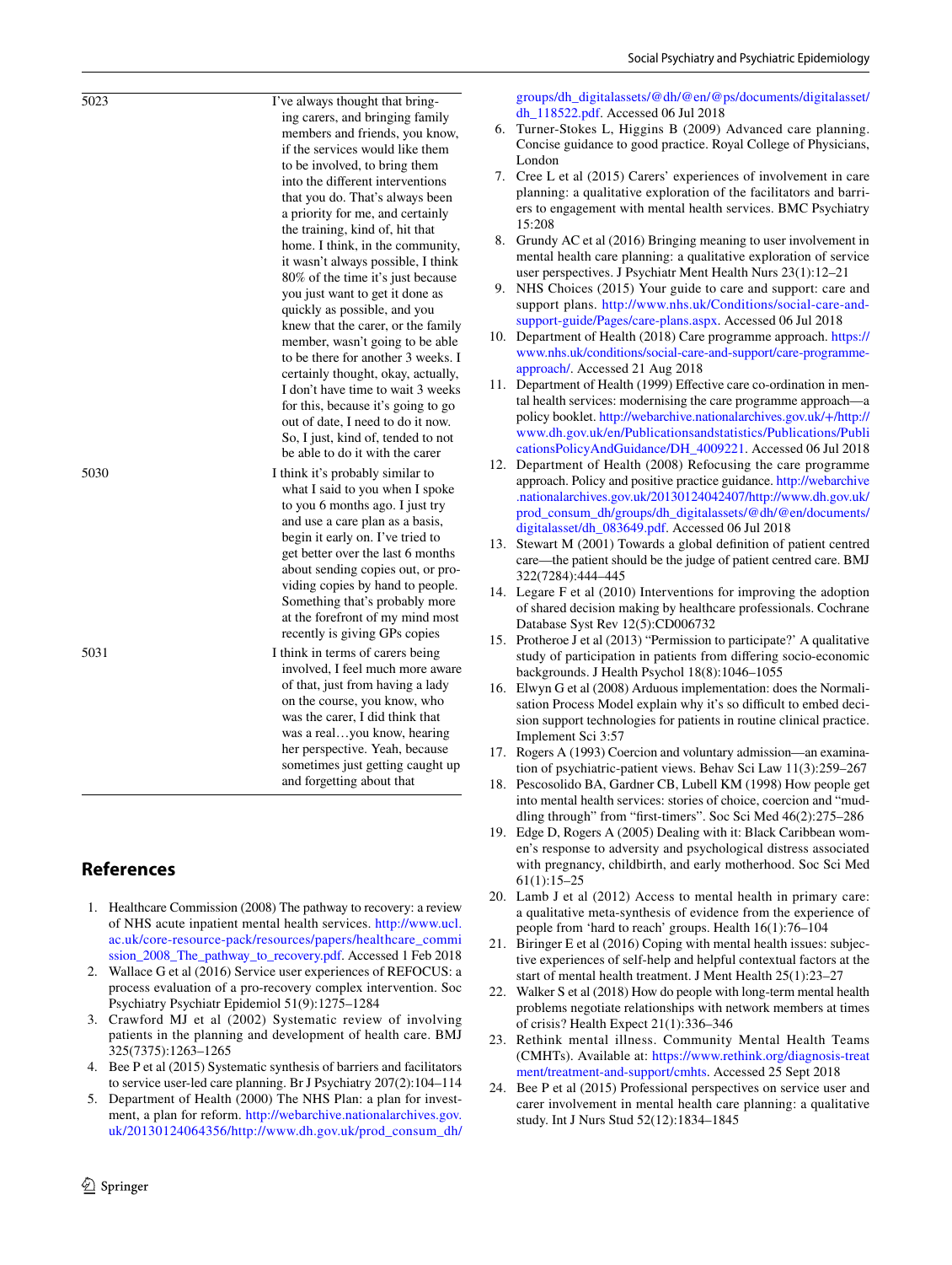| | |
|---|---|
| 5023 | I've always thought that bringing carers, and bringing family members and friends, you know, if the services would like them to be involved, to bring them into the different interventions that you do. That's always been a priority for me, and certainly the training, kind of, hit that home. I think, in the community, it wasn't always possible, I think 80% of the time it's just because you just want to get it done as quickly as possible, and you knew that the carer, or the family member, wasn't going to be able to be there for another 3 weeks. I certainly thought, okay, actually, I don't have time to wait 3 weeks for this, because it's going to go out of date, I need to do it now. So, I just, kind of, tended to not be able to do it with the carer |
| 5030 | I think it's probably similar to what I said to you when I spoke to you 6 months ago. I just try and use a care plan as a basis, begin it early on. I've tried to get better over the last 6 months about sending copies out, or providing copies by hand to people. Something that's probably more at the forefront of my mind most recently is giving GPs copies |
| 5031 | I think in terms of carers being involved, I feel much more aware of that, just from having a lady on the course, you know, who was the carer, I did think that was a real…you know, hearing her perspective. Yeah, because sometimes just getting caught up and forgetting about that |

## References

1. Healthcare Commission (2008) The pathway to recovery: a review of NHS acute inpatient mental health services. http://www.ucl.ac.uk/core-resource-pack/resources/papers/healthcare_commission_2008_The_pathway_to_recovery.pdf. Accessed 1 Feb 2018
2. Wallace G et al (2016) Service user experiences of REFOCUS: a process evaluation of a pro-recovery complex intervention. Soc Psychiatry Psychiatr Epidemiol 51(9):1275–1284
3. Crawford MJ et al (2002) Systematic review of involving patients in the planning and development of health care. BMJ 325(7375):1263–1265
4. Bee P et al (2015) Systematic synthesis of barriers and facilitators to service user-led care planning. Br J Psychiatry 207(2):104–114
5. Department of Health (2000) The NHS Plan: a plan for investment, a plan for reform. http://webarchive.nationalarchives.gov.uk/20130124064356/http://www.dh.gov.uk/prod_consum_dh/groups/dh_digitalassets/@dh/@en/@ps/documents/digitalasset/dh_118522.pdf. Accessed 06 Jul 2018
6. Turner-Stokes L, Higgins B (2009) Advanced care planning. Concise guidance to good practice. Royal College of Physicians, London
7. Cree L et al (2015) Carers' experiences of involvement in care planning: a qualitative exploration of the facilitators and barriers to engagement with mental health services. BMC Psychiatry 15:208
8. Grundy AC et al (2016) Bringing meaning to user involvement in mental health care planning: a qualitative exploration of service user perspectives. J Psychiatr Ment Health Nurs 23(1):12–21
9. NHS Choices (2015) Your guide to care and support: care and support plans. http://www.nhs.uk/Conditions/social-care-and-support-guide/Pages/care-plans.aspx. Accessed 06 Jul 2018
10. Department of Health (2018) Care programme approach. https://www.nhs.uk/conditions/social-care-and-support/care-programme-approach/. Accessed 21 Aug 2018
11. Department of Health (1999) Effective care co-ordination in mental health services: modernising the care programme approach—a policy booklet. http://webarchive.nationalarchives.gov.uk/+/http://www.dh.gov.uk/en/Publicationsandstatistics/Publications/PublicationsPolicyAndGuidance/DH_4009221. Accessed 06 Jul 2018
12. Department of Health (2008) Refocusing the care programme approach. Policy and positive practice guidance. http://webarchive.nationalarchives.gov.uk/20130124042407/http://www.dh.gov.uk/prod_consum_dh/groups/dh_digitalassets/@dh/@en/documents/digitalasset/dh_083649.pdf. Accessed 06 Jul 2018
13. Stewart M (2001) Towards a global definition of patient centred care—the patient should be the judge of patient centred care. BMJ 322(7284):444–445
14. Legare F et al (2010) Interventions for improving the adoption of shared decision making by healthcare professionals. Cochrane Database Syst Rev 12(5):CD006732
15. Protheroe J et al (2013) "Permission to participate?' A qualitative study of participation in patients from differing socio-economic backgrounds. J Health Psychol 18(8):1046–1055
16. Elwyn G et al (2008) Arduous implementation: does the Normalisation Process Model explain why it's so difficult to embed decision support technologies for patients in routine clinical practice. Implement Sci 3:57
17. Rogers A (1993) Coercion and voluntary admission—an examination of psychiatric-patient views. Behav Sci Law 11(3):259–267
18. Pescosolido BA, Gardner CB, Lubell KM (1998) How people get into mental health services: stories of choice, coercion and "muddling through" from "first-timers". Soc Sci Med 46(2):275–286
19. Edge D, Rogers A (2005) Dealing with it: Black Caribbean women's response to adversity and psychological distress associated with pregnancy, childbirth, and early motherhood. Soc Sci Med 61(1):15–25
20. Lamb J et al (2012) Access to mental health in primary care: a qualitative meta-synthesis of evidence from the experience of people from 'hard to reach' groups. Health 16(1):76–104
21. Biringer E et al (2016) Coping with mental health issues: subjective experiences of self-help and helpful contextual factors at the start of mental health treatment. J Ment Health 25(1):23–27
22. Walker S et al (2018) How do people with long-term mental health problems negotiate relationships with network members at times of crisis? Health Expect 21(1):336–346
23. Rethink mental illness. Community Mental Health Teams (CMHTs). Available at: https://www.rethink.org/diagnosis-treatment/treatment-and-support/cmhts. Accessed 25 Sept 2018
24. Bee P et al (2015) Professional perspectives on service user and carer involvement in mental health care planning: a qualitative study. Int J Nurs Stud 52(12):1834–1845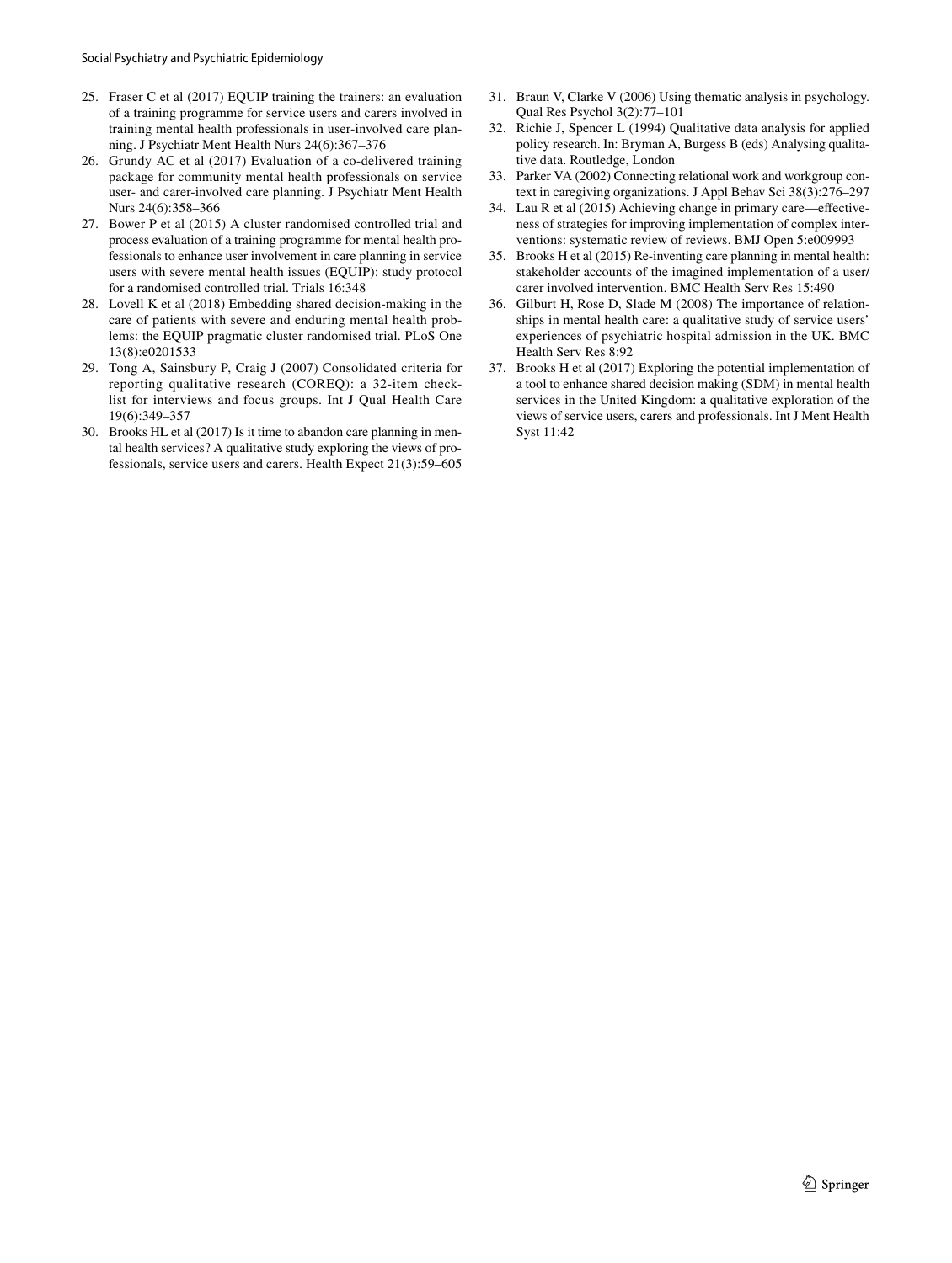25. Fraser C et al (2017) EQUIP training the trainers: an evaluation of a training programme for service users and carers involved in training mental health professionals in user-involved care planning. J Psychiatr Ment Health Nurs 24(6):367–376
26. Grundy AC et al (2017) Evaluation of a co-delivered training package for community mental health professionals on service user- and carer-involved care planning. J Psychiatr Ment Health Nurs 24(6):358–366
27. Bower P et al (2015) A cluster randomised controlled trial and process evaluation of a training programme for mental health professionals to enhance user involvement in care planning in service users with severe mental health issues (EQUIP): study protocol for a randomised controlled trial. Trials 16:348
28. Lovell K et al (2018) Embedding shared decision-making in the care of patients with severe and enduring mental health problems: the EQUIP pragmatic cluster randomised trial. PLoS One 13(8):e0201533
29. Tong A, Sainsbury P, Craig J (2007) Consolidated criteria for reporting qualitative research (COREQ): a 32-item checklist for interviews and focus groups. Int J Qual Health Care 19(6):349–357
30. Brooks HL et al (2017) Is it time to abandon care planning in mental health services? A qualitative study exploring the views of professionals, service users and carers. Health Expect 21(3):59–605
31. Braun V, Clarke V (2006) Using thematic analysis in psychology. Qual Res Psychol 3(2):77–101
32. Richie J, Spencer L (1994) Qualitative data analysis for applied policy research. In: Bryman A, Burgess B (eds) Analysing qualitative data. Routledge, London
33. Parker VA (2002) Connecting relational work and workgroup context in caregiving organizations. J Appl Behav Sci 38(3):276–297
34. Lau R et al (2015) Achieving change in primary care—effectiveness of strategies for improving implementation of complex interventions: systematic review of reviews. BMJ Open 5:e009993
35. Brooks H et al (2015) Re-inventing care planning in mental health: stakeholder accounts of the imagined implementation of a user/carer involved intervention. BMC Health Serv Res 15:490
36. Gilburt H, Rose D, Slade M (2008) The importance of relationships in mental health care: a qualitative study of service users' experiences of psychiatric hospital admission in the UK. BMC Health Serv Res 8:92
37. Brooks H et al (2017) Exploring the potential implementation of a tool to enhance shared decision making (SDM) in mental health services in the United Kingdom: a qualitative exploration of the views of service users, carers and professionals. Int J Ment Health Syst 11:42